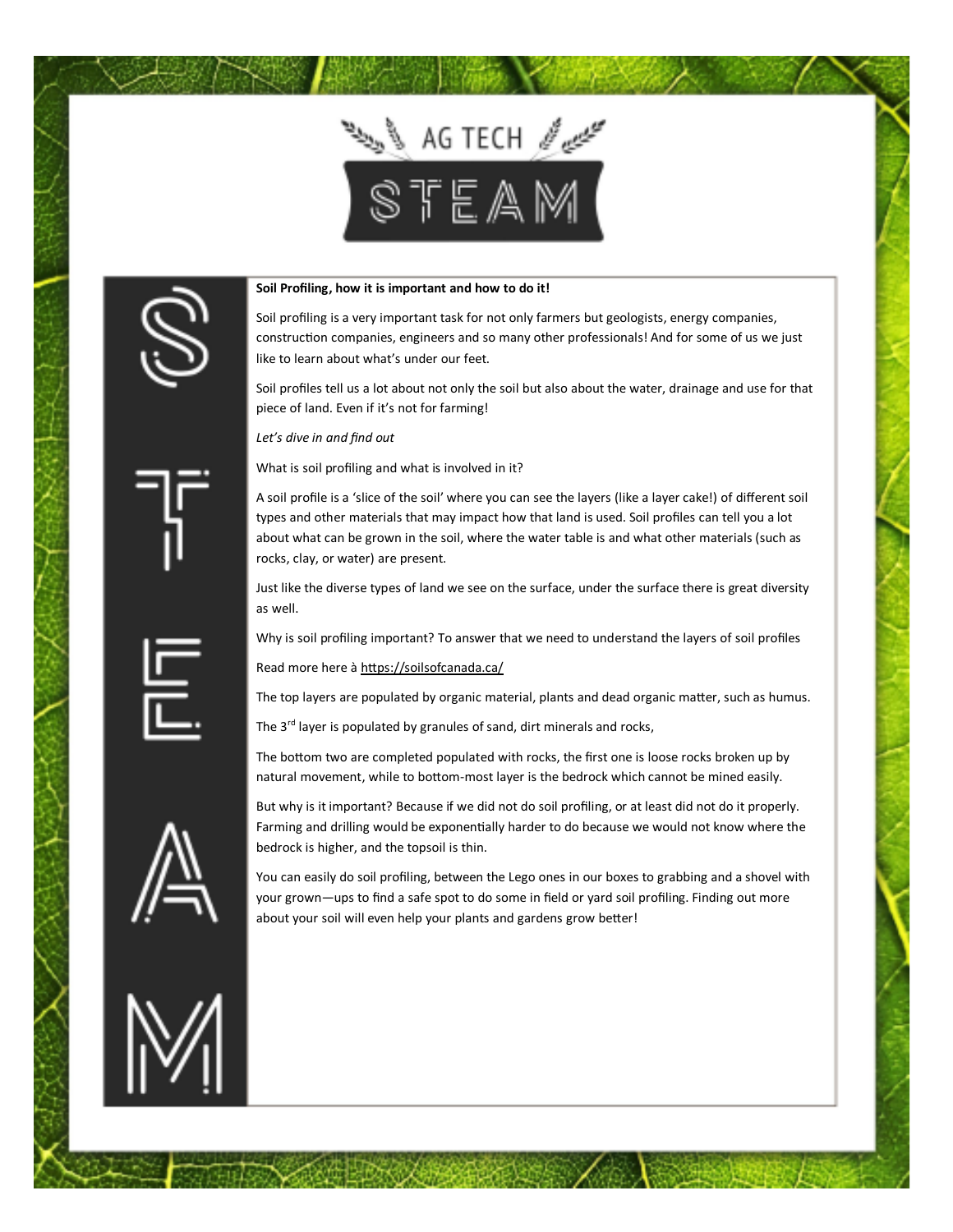# AG TECH STEAM

**Soil Profiling, how it is important and how to do it!**

Soil profiling is a very important task for not only farmers but geologists, energy companies, construction companies, engineers and so many other professionals! And for some of us we just like to learn about what's under our feet.

Soil profiles tell us a lot about not only the soil but also about the water, drainage and use for that piece of land. Even if it's not for farming!

*Let's dive in and find out*

What is soil profiling and what is involved in it?

A soil profile is a 'slice of the soil' where you can see the layers (like a layer cake!) of different soil types and other materials that may impact how that land is used. Soil profiles can tell you a lot about what can be grown in the soil, where the water table is and what other materials (such as rocks, clay, or water) are present.

Just like the diverse types of land we see on the surface, under the surface there is great diversity as well.

Why is soil profiling important? To answer that we need to understand the layers of soil profiles

Read more here à https://soilsofcanada.ca/

The top layers are populated by organic material, plants and dead organic matter, such as humus.

The 3rd layer is populated by granules of sand, dirt minerals and rocks,

The bottom two are completed populated with rocks, the first one is loose rocks broken up by natural movement, while to bottom-most layer is the bedrock which cannot be mined easily.

But why is it important? Because if we did not do soil profiling, or at least did not do it properly. Farming and drilling would be exponentially harder to do because we would not know where the bedrock is higher, and the topsoil is thin.

You can easily do soil profiling, between the Lego ones in our boxes to grabbing and a shovel with your grown—ups to find a safe spot to do some in field or yard soil profiling. Finding out more about your soil will even help your plants and gardens grow better!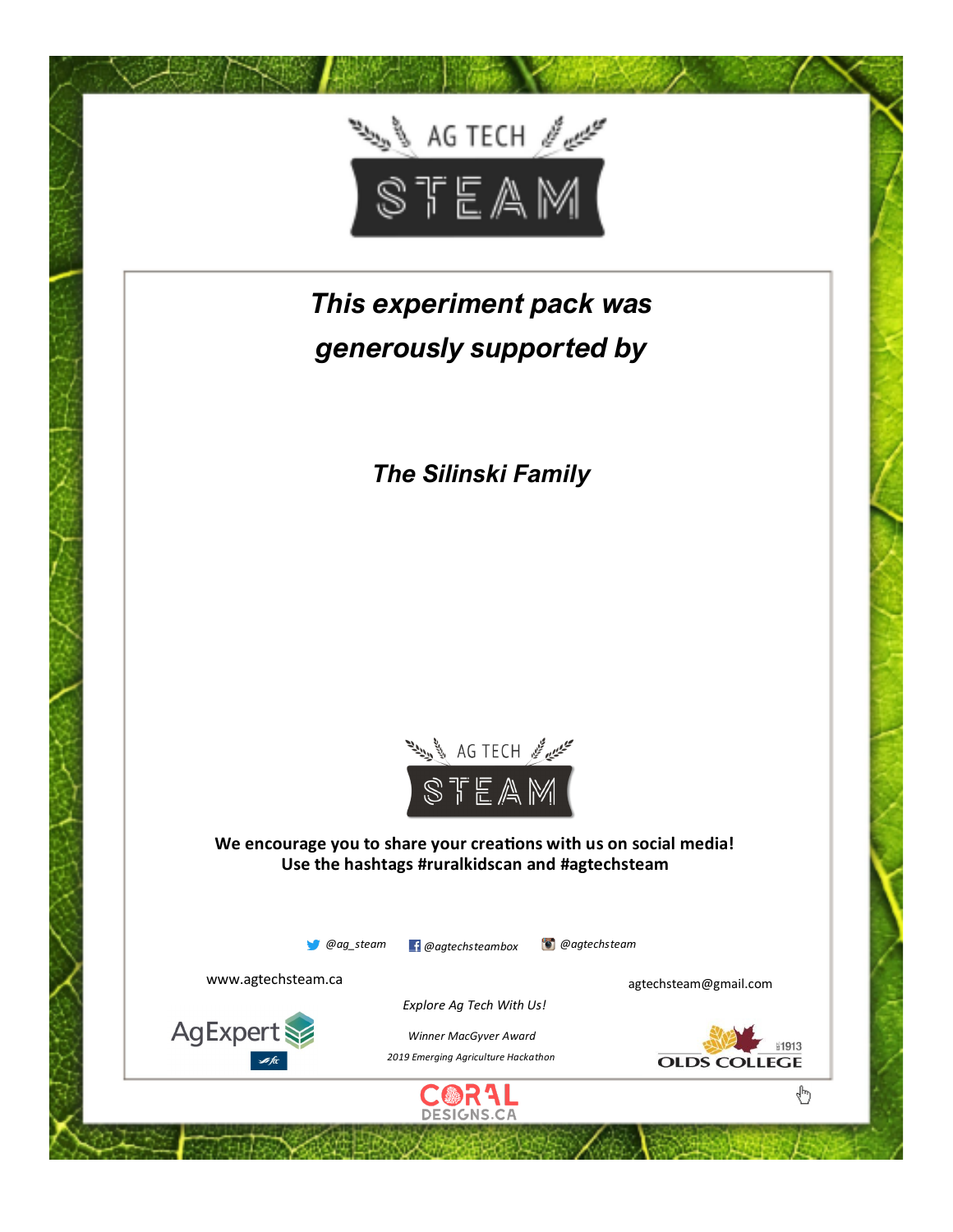AG TECH STEAM

*This experiment pack was generously supported by*

***The Silinski Family***

AG TECH STEAM

**We encourage you to share your creations with us on social media!**
**Use the hashtags #ruralkidscan and #agtechsteam**

*@ag_steam* *@agtechsteambox* *@agtechsteam*

www.agtechsteam.ca

agtechsteam@gmail.com

*Explore Ag Tech With Us!*

*Winner MacGyver Award*

*2019 Emerging Agriculture Hackathon*

AgExpert

OLDS COLLEGE 1913

CORAL DESIGNS.CA